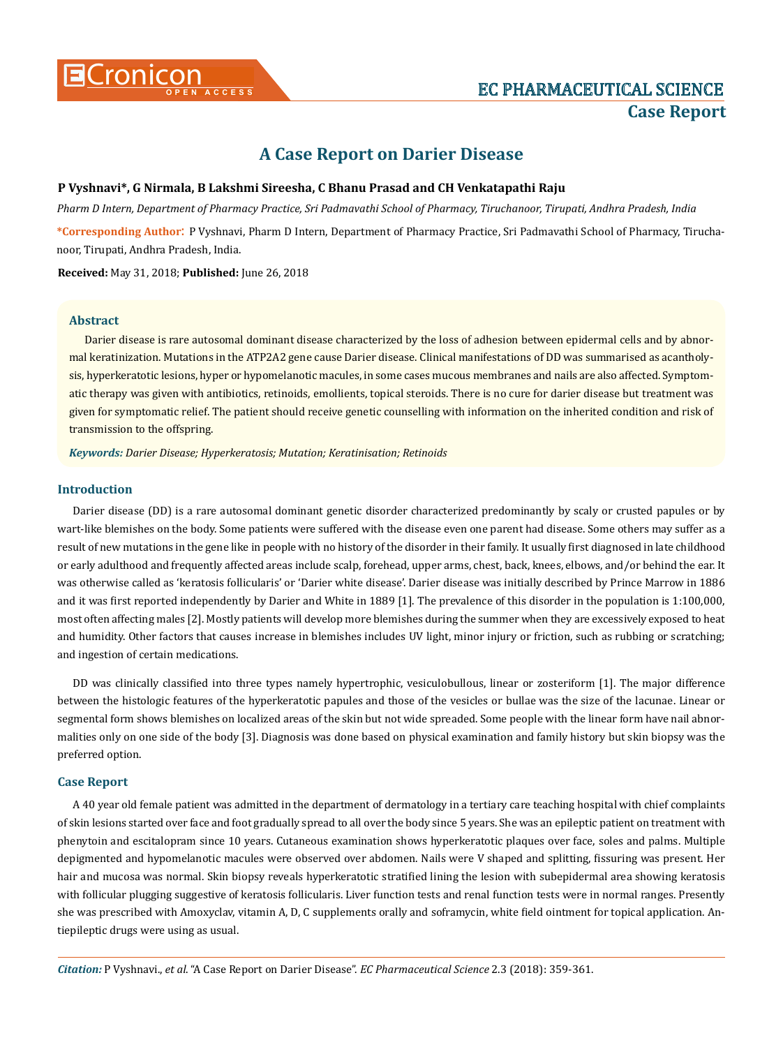# A Case Report on Darier Disease

**P Vyshnavi\*, G Nirmala, B Lakshmi Sireesha, C Bhanu Prasad and CH Venkatapathi Raju**

*Pharm D Intern, Department of Pharmacy Practice, Sri Padmavathi School of Pharmacy, Tiruchanoor, Tirupati, Andhra Pradesh, India*

**\*Corresponding Author**: P Vyshnavi, Pharm D Intern, Department of Pharmacy Practice, Sri Padmavathi School of Pharmacy, Tiruchanoor, Tirupati, Andhra Pradesh, India.

**Received:** May 31, 2018; **Published:** June 26, 2018

## Abstract

Darier disease is rare autosomal dominant disease characterized by the loss of adhesion between epidermal cells and by abnormal keratinization. Mutations in the ATP2A2 gene cause Darier disease. Clinical manifestations of DD was summarised as acantholysis, hyperkeratotic lesions, hyper or hypomelanotic macules, in some cases mucous membranes and nails are also affected. Symptomatic therapy was given with antibiotics, retinoids, emollients, topical steroids. There is no cure for darier disease but treatment was given for symptomatic relief. The patient should receive genetic counselling with information on the inherited condition and risk of transmission to the offspring.

***Keywords:*** *Darier Disease; Hyperkeratosis; Mutation; Keratinisation; Retinoids*

## Introduction

Darier disease (DD) is a rare autosomal dominant genetic disorder characterized predominantly by scaly or crusted papules or by wart-like blemishes on the body. Some patients were suffered with the disease even one parent had disease. Some others may suffer as a result of new mutations in the gene like in people with no history of the disorder in their family. It usually first diagnosed in late childhood or early adulthood and frequently affected areas include scalp, forehead, upper arms, chest, back, knees, elbows, and/or behind the ear. It was otherwise called as 'keratosis follicularis' or 'Darier white disease'. Darier disease was initially described by Prince Marrow in 1886 and it was first reported independently by Darier and White in 1889 [1]. The prevalence of this disorder in the population is 1:100,000, most often affecting males [2]. Mostly patients will develop more blemishes during the summer when they are excessively exposed to heat and humidity. Other factors that causes increase in blemishes includes UV light, minor injury or friction, such as rubbing or scratching; and ingestion of certain medications.

DD was clinically classified into three types namely hypertrophic, vesiculobullous, linear or zosteriform [1]. The major difference between the histologic features of the hyperkeratotic papules and those of the vesicles or bullae was the size of the lacunae. Linear or segmental form shows blemishes on localized areas of the skin but not wide spreaded. Some people with the linear form have nail abnormalities only on one side of the body [3]. Diagnosis was done based on physical examination and family history but skin biopsy was the preferred option.

## Case Report

A 40 year old female patient was admitted in the department of dermatology in a tertiary care teaching hospital with chief complaints of skin lesions started over face and foot gradually spread to all over the body since 5 years. She was an epileptic patient on treatment with phenytoin and escitalopram since 10 years. Cutaneous examination shows hyperkeratotic plaques over face, soles and palms. Multiple depigmented and hypomelanotic macules were observed over abdomen. Nails were V shaped and splitting, fissuring was present. Her hair and mucosa was normal. Skin biopsy reveals hyperkeratotic stratified lining the lesion with subepidermal area showing keratosis with follicular plugging suggestive of keratosis follicularis. Liver function tests and renal function tests were in normal ranges. Presently she was prescribed with Amoxyclav, vitamin A, D, C supplements orally and soframycin, white field ointment for topical application. Antiepileptic drugs were using as usual.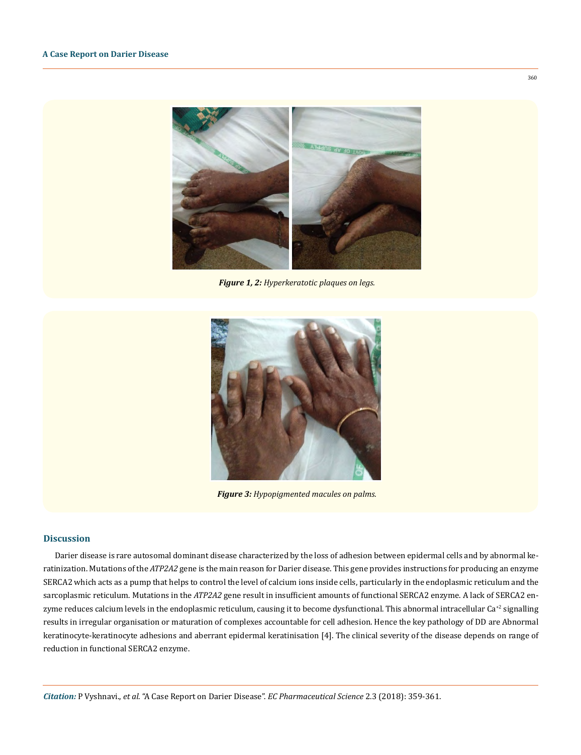*Figure 1, 2: Hyperkeratotic plaques on legs.*

*Figure 3: Hypopigmented macules on palms.*

## Discussion

Darier disease is rare autosomal dominant disease characterized by the loss of adhesion between epidermal cells and by abnormal keratinization. Mutations of the *ATP2A2* gene is the main reason for Darier disease. This gene provides instructions for producing an enzyme SERCA2 which acts as a pump that helps to control the level of calcium ions inside cells, particularly in the endoplasmic reticulum and the sarcoplasmic reticulum. Mutations in the *ATP2A2* gene result in insufficient amounts of functional SERCA2 enzyme. A lack of SERCA2 enzyme reduces calcium levels in the endoplasmic reticulum, causing it to become dysfunctional. This abnormal intracellular $Ca^{+2}$ signalling results in irregular organisation or maturation of complexes accountable for cell adhesion. Hence the key pathology of DD are Abnormal keratinocyte-keratinocyte adhesions and aberrant epidermal keratinisation [4]. The clinical severity of the disease depends on range of reduction in functional SERCA2 enzyme.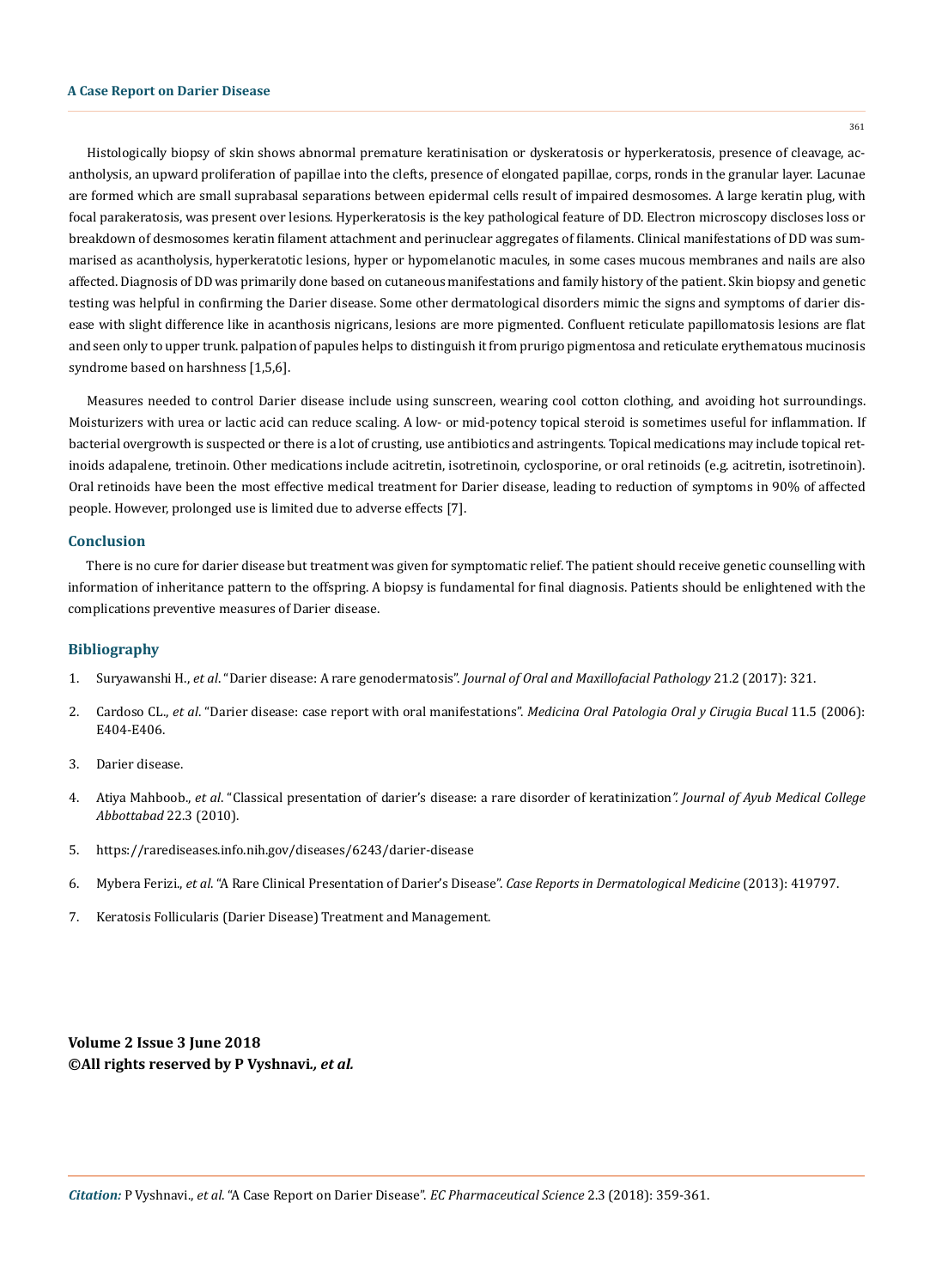Histologically biopsy of skin shows abnormal premature keratinisation or dyskeratosis or hyperkeratosis, presence of cleavage, acantholysis, an upward proliferation of papillae into the clefts, presence of elongated papillae, corps, ronds in the granular layer. Lacunae are formed which are small suprabasal separations between epidermal cells result of impaired desmosomes. A large keratin plug, with focal parakeratosis, was present over lesions. Hyperkeratosis is the key pathological feature of DD. Electron microscopy discloses loss or breakdown of desmosomes keratin filament attachment and perinuclear aggregates of filaments. Clinical manifestations of DD was summarised as acantholysis, hyperkeratotic lesions, hyper or hypomelanotic macules, in some cases mucous membranes and nails are also affected. Diagnosis of DD was primarily done based on cutaneous manifestations and family history of the patient. Skin biopsy and genetic testing was helpful in confirming the Darier disease. Some other dermatological disorders mimic the signs and symptoms of darier disease with slight difference like in acanthosis nigricans, lesions are more pigmented. Confluent reticulate papillomatosis lesions are flat and seen only to upper trunk. palpation of papules helps to distinguish it from prurigo pigmentosa and reticulate erythematous mucinosis syndrome based on harshness [1,5,6].

Measures needed to control Darier disease include using sunscreen, wearing cool cotton clothing, and avoiding hot surroundings. Moisturizers with urea or lactic acid can reduce scaling. A low- or mid-potency topical steroid is sometimes useful for inflammation. If bacterial overgrowth is suspected or there is a lot of crusting, use antibiotics and astringents. Topical medications may include topical retinoids adapalene, tretinoin. Other medications include acitretin, isotretinoin, cyclosporine, or oral retinoids (e.g. acitretin, isotretinoin). Oral retinoids have been the most effective medical treatment for Darier disease, leading to reduction of symptoms in 90% of affected people. However, prolonged use is limited due to adverse effects [7].

## Conclusion

There is no cure for darier disease but treatment was given for symptomatic relief. The patient should receive genetic counselling with information of inheritance pattern to the offspring. A biopsy is fundamental for final diagnosis. Patients should be enlightened with the complications preventive measures of Darier disease.

## Bibliography

1. Suryawanshi H., *et al*. "Darier disease: A rare genodermatosis". *Journal of Oral and Maxillofacial Pathology* 21.2 (2017): 321.
2. Cardoso CL., *et al*. "Darier disease: case report with oral manifestations". *Medicina Oral Patologia Oral y Cirugia Bucal* 11.5 (2006): E404-E406.
3. Darier disease.
4. Atiya Mahboob., *et al*. "Classical presentation of darier's disease: a rare disorder of keratinization". *Journal of Ayub Medical College Abbottabad* 22.3 (2010).
5. https://rarediseases.info.nih.gov/diseases/6243/darier-disease
6. Mybera Ferizi., *et al*. "A Rare Clinical Presentation of Darier's Disease". *Case Reports in Dermatological Medicine* (2013): 419797.
7. Keratosis Follicularis (Darier Disease) Treatment and Management.

**Volume 2 Issue 3 June 2018**
**©All rights reserved by P Vyshnavi.,** ***et al.***